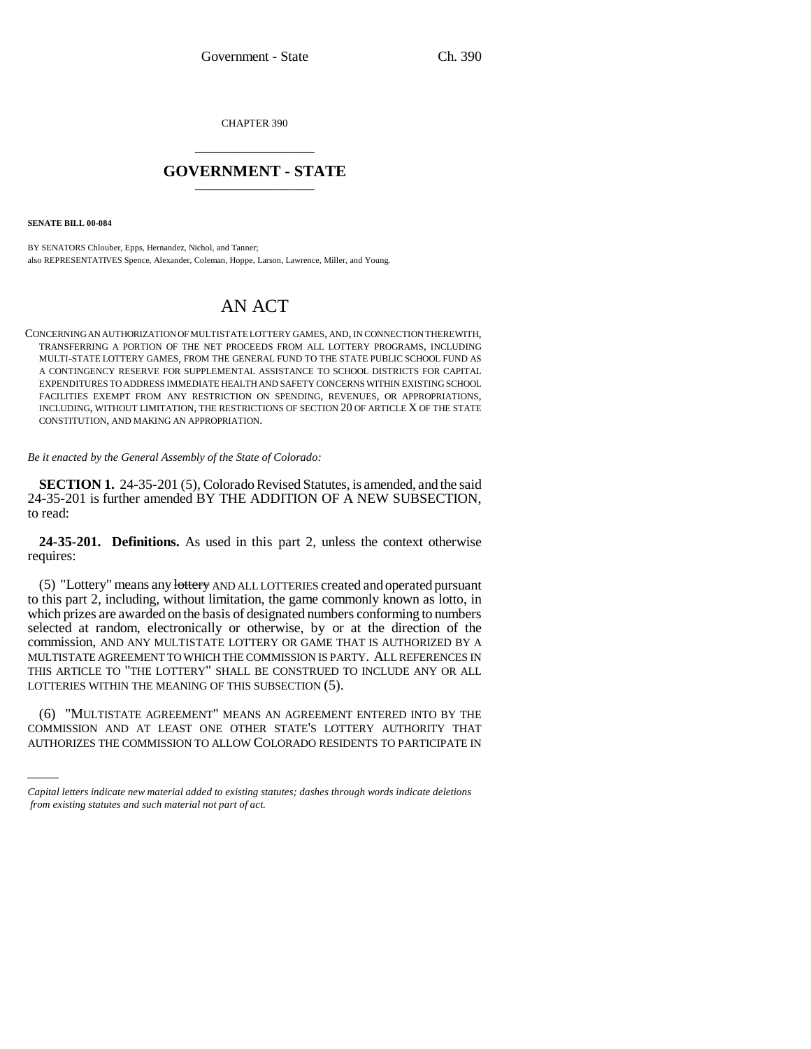CHAPTER 390

# GOVERNMENT - STATE

**SENATE BILL 00-084**

BY SENATORS Chlouber, Epps, Hernandez, Nichol, and Tanner;
also REPRESENTATIVES Spence, Alexander, Coleman, Hoppe, Larson, Lawrence, Miller, and Young.

# AN ACT

CONCERNING AN AUTHORIZATION OF MULTISTATE LOTTERY GAMES, AND, IN CONNECTION THEREWITH, TRANSFERRING A PORTION OF THE NET PROCEEDS FROM ALL LOTTERY PROGRAMS, INCLUDING MULTI-STATE LOTTERY GAMES, FROM THE GENERAL FUND TO THE STATE PUBLIC SCHOOL FUND AS A CONTINGENCY RESERVE FOR SUPPLEMENTAL ASSISTANCE TO SCHOOL DISTRICTS FOR CAPITAL EXPENDITURES TO ADDRESS IMMEDIATE HEALTH AND SAFETY CONCERNS WITHIN EXISTING SCHOOL FACILITIES EXEMPT FROM ANY RESTRICTION ON SPENDING, REVENUES, OR APPROPRIATIONS, INCLUDING, WITHOUT LIMITATION, THE RESTRICTIONS OF SECTION 20 OF ARTICLE X OF THE STATE CONSTITUTION, AND MAKING AN APPROPRIATION.

*Be it enacted by the General Assembly of the State of Colorado:*

**SECTION 1.** 24-35-201 (5), Colorado Revised Statutes, is amended, and the said 24-35-201 is further amended BY THE ADDITION OF A NEW SUBSECTION, to read:

**24-35-201. Definitions.** As used in this part 2, unless the context otherwise requires:

(5) "Lottery" means any ~~lottery~~ AND ALL LOTTERIES created and operated pursuant to this part 2, including, without limitation, the game commonly known as lotto, in which prizes are awarded on the basis of designated numbers conforming to numbers selected at random, electronically or otherwise, by or at the direction of the commission, AND ANY MULTISTATE LOTTERY OR GAME THAT IS AUTHORIZED BY A MULTISTATE AGREEMENT TO WHICH THE COMMISSION IS PARTY. ALL REFERENCES IN THIS ARTICLE TO "THE LOTTERY" SHALL BE CONSTRUED TO INCLUDE ANY OR ALL LOTTERIES WITHIN THE MEANING OF THIS SUBSECTION (5).

(6) "MULTISTATE AGREEMENT" MEANS AN AGREEMENT ENTERED INTO BY THE COMMISSION AND AT LEAST ONE OTHER STATE'S LOTTERY AUTHORITY THAT AUTHORIZES THE COMMISSION TO ALLOW COLORADO RESIDENTS TO PARTICIPATE IN

*Capital letters indicate new material added to existing statutes; dashes through words indicate deletions from existing statutes and such material not part of act.*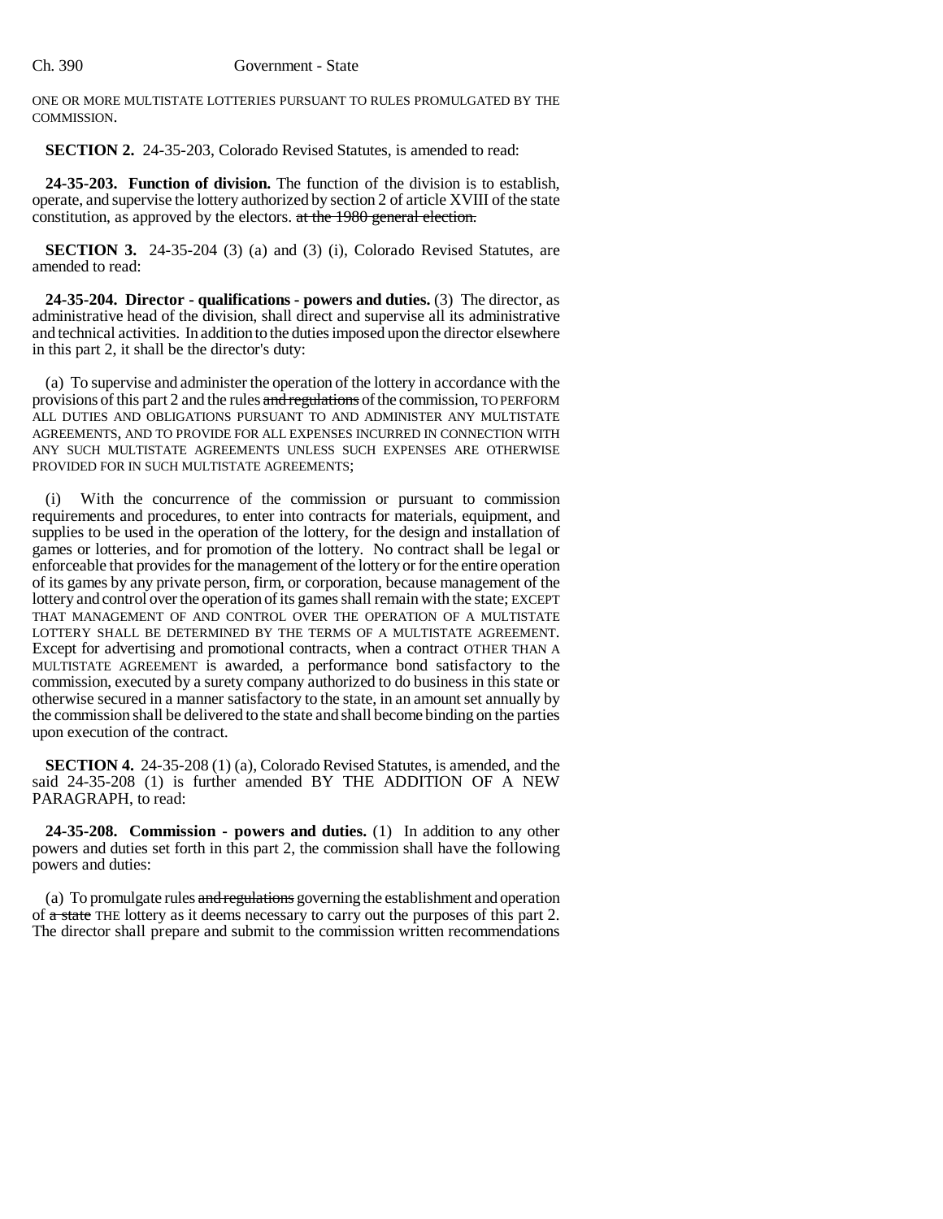ONE OR MORE MULTISTATE LOTTERIES PURSUANT TO RULES PROMULGATED BY THE COMMISSION.

**SECTION 2.** 24-35-203, Colorado Revised Statutes, is amended to read:

**24-35-203. Function of division.** The function of the division is to establish, operate, and supervise the lottery authorized by section 2 of article XVIII of the state constitution, as approved by the electors. ~~at the 1980 general election.~~

**SECTION 3.** 24-35-204 (3) (a) and (3) (i), Colorado Revised Statutes, are amended to read:

**24-35-204. Director - qualifications - powers and duties.** (3) The director, as administrative head of the division, shall direct and supervise all its administrative and technical activities. In addition to the duties imposed upon the director elsewhere in this part 2, it shall be the director's duty:

(a) To supervise and administer the operation of the lottery in accordance with the provisions of this part 2 and the rules ~~and regulations~~ of the commission, TO PERFORM ALL DUTIES AND OBLIGATIONS PURSUANT TO AND ADMINISTER ANY MULTISTATE AGREEMENTS, AND TO PROVIDE FOR ALL EXPENSES INCURRED IN CONNECTION WITH ANY SUCH MULTISTATE AGREEMENTS UNLESS SUCH EXPENSES ARE OTHERWISE PROVIDED FOR IN SUCH MULTISTATE AGREEMENTS;

(i) With the concurrence of the commission or pursuant to commission requirements and procedures, to enter into contracts for materials, equipment, and supplies to be used in the operation of the lottery, for the design and installation of games or lotteries, and for promotion of the lottery. No contract shall be legal or enforceable that provides for the management of the lottery or for the entire operation of its games by any private person, firm, or corporation, because management of the lottery and control over the operation of its games shall remain with the state; EXCEPT THAT MANAGEMENT OF AND CONTROL OVER THE OPERATION OF A MULTISTATE LOTTERY SHALL BE DETERMINED BY THE TERMS OF A MULTISTATE AGREEMENT. Except for advertising and promotional contracts, when a contract OTHER THAN A MULTISTATE AGREEMENT is awarded, a performance bond satisfactory to the commission, executed by a surety company authorized to do business in this state or otherwise secured in a manner satisfactory to the state, in an amount set annually by the commission shall be delivered to the state and shall become binding on the parties upon execution of the contract.

**SECTION 4.** 24-35-208 (1) (a), Colorado Revised Statutes, is amended, and the said 24-35-208 (1) is further amended BY THE ADDITION OF A NEW PARAGRAPH, to read:

**24-35-208. Commission - powers and duties.** (1) In addition to any other powers and duties set forth in this part 2, the commission shall have the following powers and duties:

(a) To promulgate rules ~~and regulations~~ governing the establishment and operation of ~~a state~~ THE lottery as it deems necessary to carry out the purposes of this part 2. The director shall prepare and submit to the commission written recommendations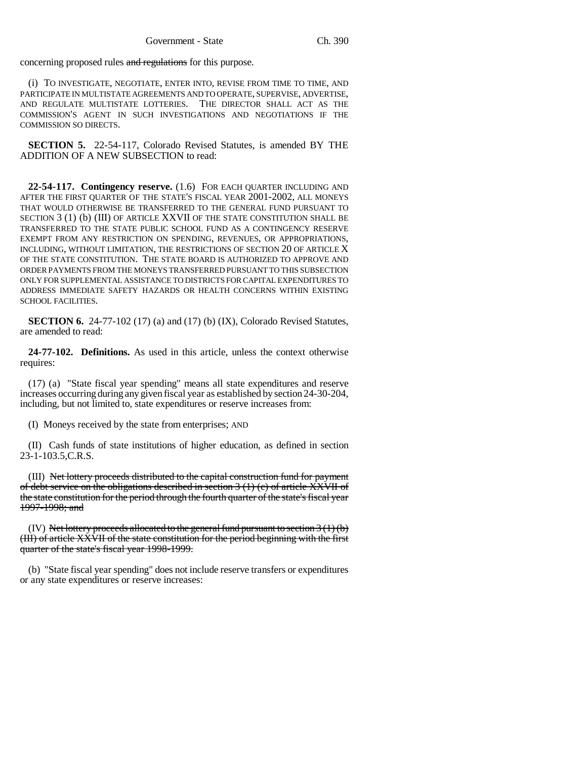concerning proposed rules ~~and regulations~~ for this purpose.

(i) TO INVESTIGATE, NEGOTIATE, ENTER INTO, REVISE FROM TIME TO TIME, AND PARTICIPATE IN MULTISTATE AGREEMENTS AND TO OPERATE, SUPERVISE, ADVERTISE, AND REGULATE MULTISTATE LOTTERIES. THE DIRECTOR SHALL ACT AS THE COMMISSION'S AGENT IN SUCH INVESTIGATIONS AND NEGOTIATIONS IF THE COMMISSION SO DIRECTS.

**SECTION 5.** 22-54-117, Colorado Revised Statutes, is amended BY THE ADDITION OF A NEW SUBSECTION to read:

**22-54-117. Contingency reserve.** (1.6) FOR EACH QUARTER INCLUDING AND AFTER THE FIRST QUARTER OF THE STATE'S FISCAL YEAR 2001-2002, ALL MONEYS THAT WOULD OTHERWISE BE TRANSFERRED TO THE GENERAL FUND PURSUANT TO SECTION 3 (1) (b) (III) OF ARTICLE XXVII OF THE STATE CONSTITUTION SHALL BE TRANSFERRED TO THE STATE PUBLIC SCHOOL FUND AS A CONTINGENCY RESERVE EXEMPT FROM ANY RESTRICTION ON SPENDING, REVENUES, OR APPROPRIATIONS, INCLUDING, WITHOUT LIMITATION, THE RESTRICTIONS OF SECTION 20 OF ARTICLE X OF THE STATE CONSTITUTION. THE STATE BOARD IS AUTHORIZED TO APPROVE AND ORDER PAYMENTS FROM THE MONEYS TRANSFERRED PURSUANT TO THIS SUBSECTION ONLY FOR SUPPLEMENTAL ASSISTANCE TO DISTRICTS FOR CAPITAL EXPENDITURES TO ADDRESS IMMEDIATE SAFETY HAZARDS OR HEALTH CONCERNS WITHIN EXISTING SCHOOL FACILITIES.

**SECTION 6.** 24-77-102 (17) (a) and (17) (b) (IX), Colorado Revised Statutes, are amended to read:

**24-77-102. Definitions.** As used in this article, unless the context otherwise requires:

(17) (a) "State fiscal year spending" means all state expenditures and reserve increases occurring during any given fiscal year as established by section 24-30-204, including, but not limited to, state expenditures or reserve increases from:

(I) Moneys received by the state from enterprises; AND

(II) Cash funds of state institutions of higher education, as defined in section 23-1-103.5, C.R.S.

(III) ~~Net lottery proceeds distributed to the capital construction fund for payment of debt service on the obligations described in section 3 (1) (c) of article XXVII of the state constitution for the period through the fourth quarter of the state's fiscal year 1997-1998; and~~

(IV) ~~Net lottery proceeds allocated to the general fund pursuant to section 3 (1) (b) (III) of article XXVII of the state constitution for the period beginning with the first quarter of the state's fiscal year 1998-1999.~~

(b) "State fiscal year spending" does not include reserve transfers or expenditures or any state expenditures or reserve increases: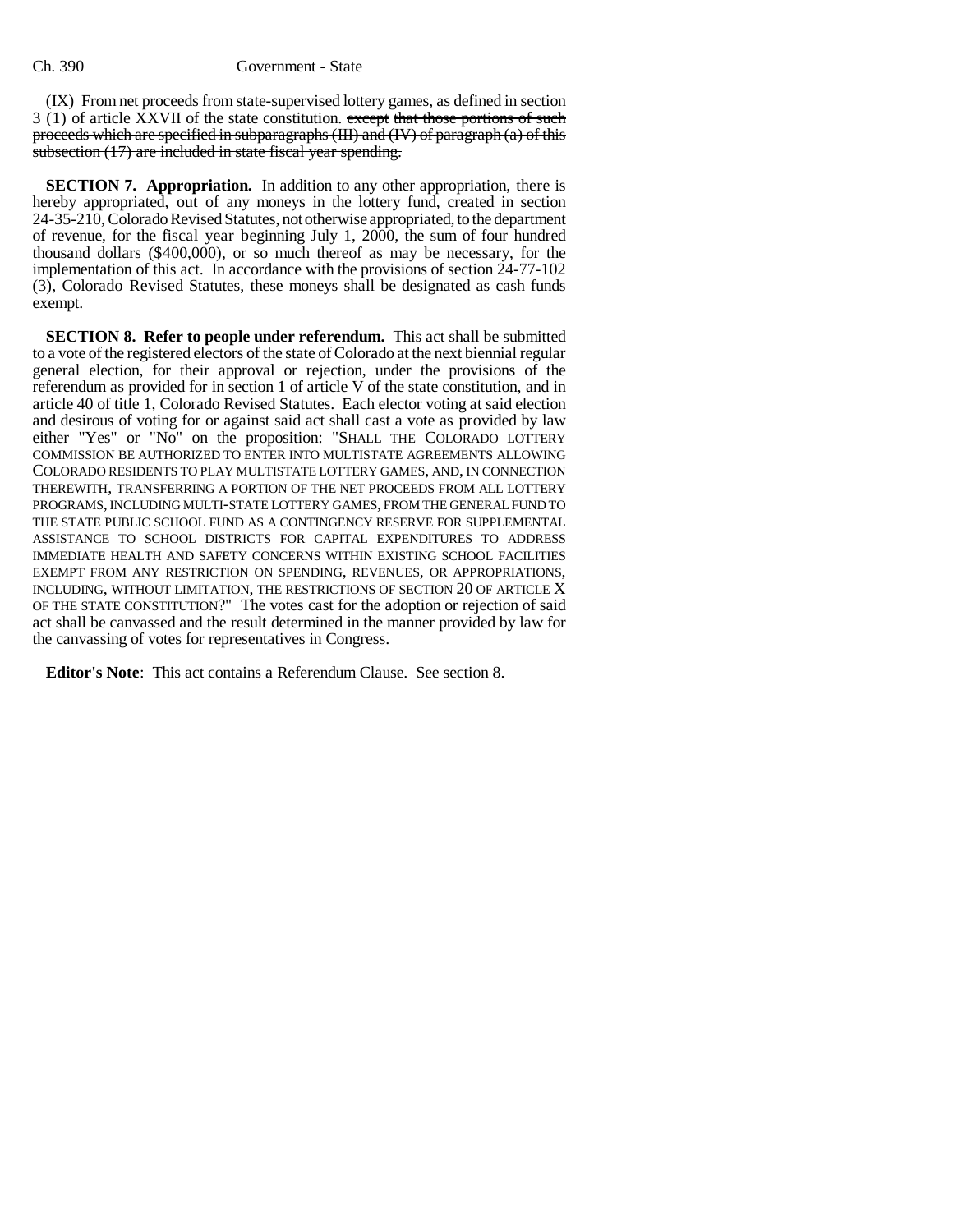(IX) From net proceeds from state-supervised lottery games, as defined in section 3 (1) of article XXVII of the state constitution. ~~except that those portions of such proceeds which are specified in subparagraphs (III) and (IV) of paragraph (a) of this subsection (17) are included in state fiscal year spending.~~

**SECTION 7. Appropriation.** In addition to any other appropriation, there is hereby appropriated, out of any moneys in the lottery fund, created in section 24-35-210, Colorado Revised Statutes, not otherwise appropriated, to the department of revenue, for the fiscal year beginning July 1, 2000, the sum of four hundred thousand dollars ($400,000), or so much thereof as may be necessary, for the implementation of this act. In accordance with the provisions of section 24-77-102 (3), Colorado Revised Statutes, these moneys shall be designated as cash funds exempt.

**SECTION 8. Refer to people under referendum.** This act shall be submitted to a vote of the registered electors of the state of Colorado at the next biennial regular general election, for their approval or rejection, under the provisions of the referendum as provided for in section 1 of article V of the state constitution, and in article 40 of title 1, Colorado Revised Statutes. Each elector voting at said election and desirous of voting for or against said act shall cast a vote as provided by law either "Yes" or "No" on the proposition: "SHALL THE COLORADO LOTTERY COMMISSION BE AUTHORIZED TO ENTER INTO MULTISTATE AGREEMENTS ALLOWING COLORADO RESIDENTS TO PLAY MULTISTATE LOTTERY GAMES, AND, IN CONNECTION THEREWITH, TRANSFERRING A PORTION OF THE NET PROCEEDS FROM ALL LOTTERY PROGRAMS, INCLUDING MULTI-STATE LOTTERY GAMES, FROM THE GENERAL FUND TO THE STATE PUBLIC SCHOOL FUND AS A CONTINGENCY RESERVE FOR SUPPLEMENTAL ASSISTANCE TO SCHOOL DISTRICTS FOR CAPITAL EXPENDITURES TO ADDRESS IMMEDIATE HEALTH AND SAFETY CONCERNS WITHIN EXISTING SCHOOL FACILITIES EXEMPT FROM ANY RESTRICTION ON SPENDING, REVENUES, OR APPROPRIATIONS, INCLUDING, WITHOUT LIMITATION, THE RESTRICTIONS OF SECTION 20 OF ARTICLE X OF THE STATE CONSTITUTION?" The votes cast for the adoption or rejection of said act shall be canvassed and the result determined in the manner provided by law for the canvassing of votes for representatives in Congress.

**Editor's Note**: This act contains a Referendum Clause. See section 8.